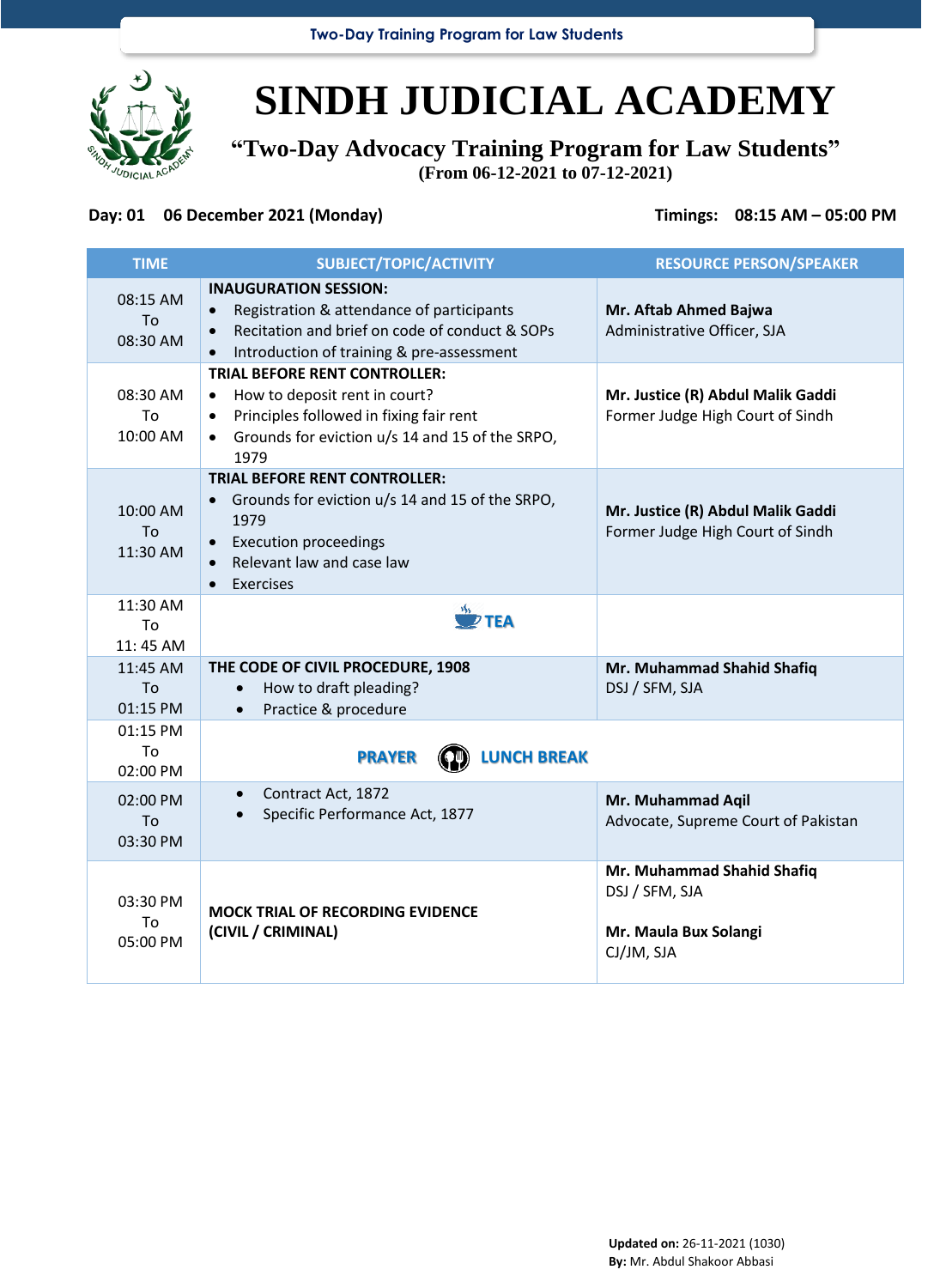Two-Day Training Program for Law Students

# SINDH JUDICIAL ACADEMY

## "Two-Day Advocacy Training Program for Law Students"

**(From 06-12-2021 to 07-12-2021)**

**Day: 01 06 December 2021 (Monday)** **Timings: 08:15 AM – 05:00 PM**

| TIME | SUBJECT/TOPIC/ACTIVITY | RESOURCE PERSON/SPEAKER |
|---|---|---|
| 08:15 AM To 08:30 AM | **INAUGURATION SESSION:**<br>• Registration & attendance of participants<br>• Recitation and brief on code of conduct & SOPs<br>• Introduction of training & pre-assessment | **Mr. Aftab Ahmed Bajwa**<br>Administrative Officer, SJA |
| 08:30 AM To 10:00 AM | **TRIAL BEFORE RENT CONTROLLER:**<br>• How to deposit rent in court?<br>• Principles followed in fixing fair rent<br>• Grounds for eviction u/s 14 and 15 of the SRPO, 1979 | **Mr. Justice (R) Abdul Malik Gaddi**<br>Former Judge High Court of Sindh |
| 10:00 AM To 11:30 AM | **TRIAL BEFORE RENT CONTROLLER:**<br>• Grounds for eviction u/s 14 and 15 of the SRPO, 1979<br>• Execution proceedings<br>• Relevant law and case law<br>• Exercises | **Mr. Justice (R) Abdul Malik Gaddi**<br>Former Judge High Court of Sindh |
| 11:30 AM To 11: 45 AM | TEA | |
| 11:45 AM To 01:15 PM | **THE CODE OF CIVIL PROCEDURE, 1908**<br>• How to draft pleading?<br>• Practice & procedure | **Mr. Muhammad Shahid Shafiq**<br>DSJ / SFM, SJA |
| 01:15 PM To 02:00 PM | PRAYER LUNCH BREAK | |
| 02:00 PM To 03:30 PM | • Contract Act, 1872<br>• Specific Performance Act, 1877 | **Mr. Muhammad Aqil**<br>Advocate, Supreme Court of Pakistan |
| 03:30 PM To 05:00 PM | **MOCK TRIAL OF RECORDING EVIDENCE (CIVIL / CRIMINAL)** | **Mr. Muhammad Shahid Shafiq**<br>DSJ / SFM, SJA<br><br>**Mr. Maula Bux Solangi**<br>CJ/JM, SJA |

**Updated on:** 26-11-2021 (1030)
**By:** Mr. Abdul Shakoor Abbasi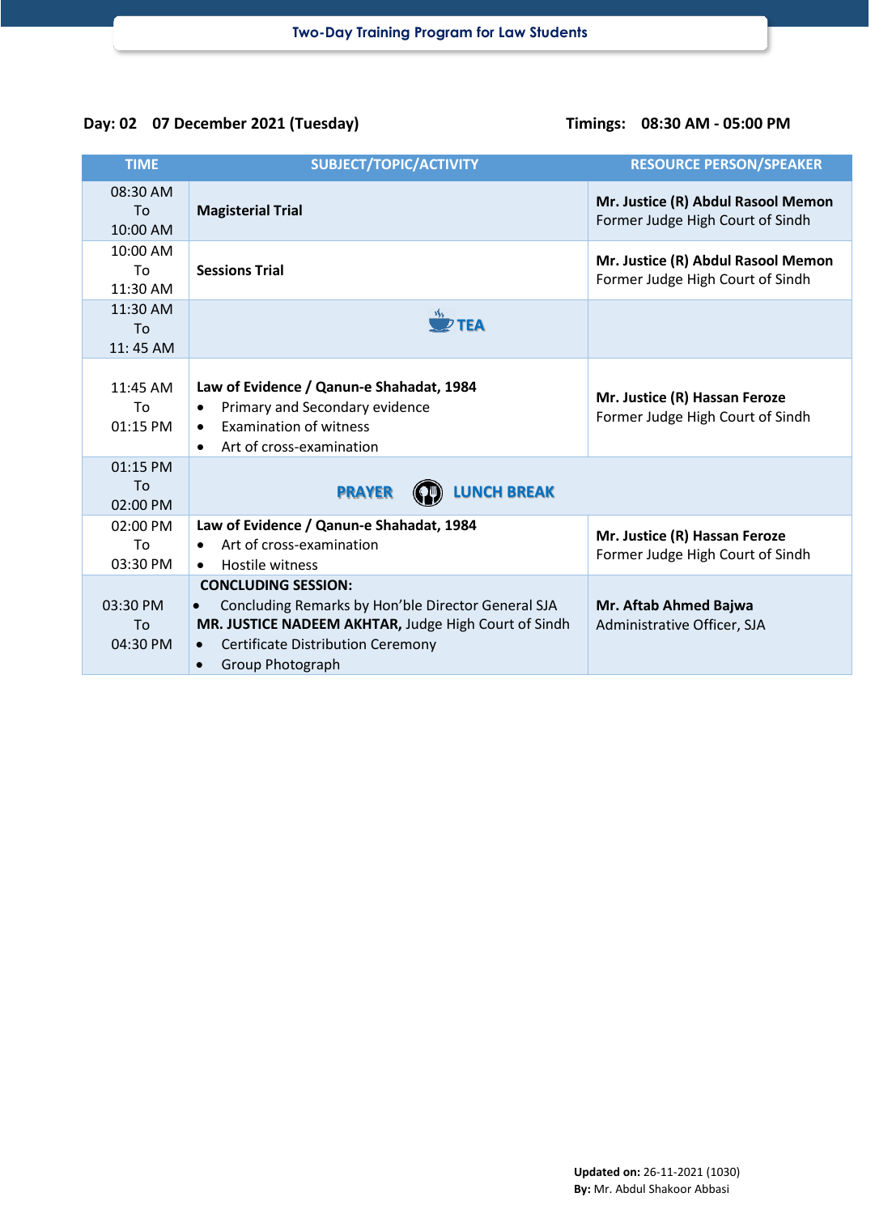**Two-Day Training Program for Law Students**

**Day: 02 07 December 2021 (Tuesday)** **Timings: 08:30 AM - 05:00 PM**

| TIME | SUBJECT/TOPIC/ACTIVITY | RESOURCE PERSON/SPEAKER |
|---|---|---|
| 08:30 AM To 10:00 AM | **Magisterial Trial** | **Mr. Justice (R) Abdul Rasool Memon** Former Judge High Court of Sindh |
| 10:00 AM To 11:30 AM | **Sessions Trial** | **Mr. Justice (R) Abdul Rasool Memon** Former Judge High Court of Sindh |
| 11:30 AM To 11: 45 AM | **TEA** | |
| 11:45 AM To 01:15 PM | **Law of Evidence / Qanun-e Shahadat, 1984**<br>• Primary and Secondary evidence<br>• Examination of witness<br>• Art of cross-examination | **Mr. Justice (R) Hassan Feroze** Former Judge High Court of Sindh |
| 01:15 PM To 02:00 PM | **PRAYER LUNCH BREAK** | |
| 02:00 PM To 03:30 PM | **Law of Evidence / Qanun-e Shahadat, 1984**<br>• Art of cross-examination<br>• Hostile witness | **Mr. Justice (R) Hassan Feroze** Former Judge High Court of Sindh |
| 03:30 PM To 04:30 PM | **CONCLUDING SESSION:**<br>• Concluding Remarks by Hon'ble Director General SJA **MR. JUSTICE NADEEM AKHTAR,** Judge High Court of Sindh<br>• Certificate Distribution Ceremony<br>• Group Photograph | **Mr. Aftab Ahmed Bajwa** Administrative Officer, SJA |

**Updated on:** 26-11-2021 (1030)
**By:** Mr. Abdul Shakoor Abbasi